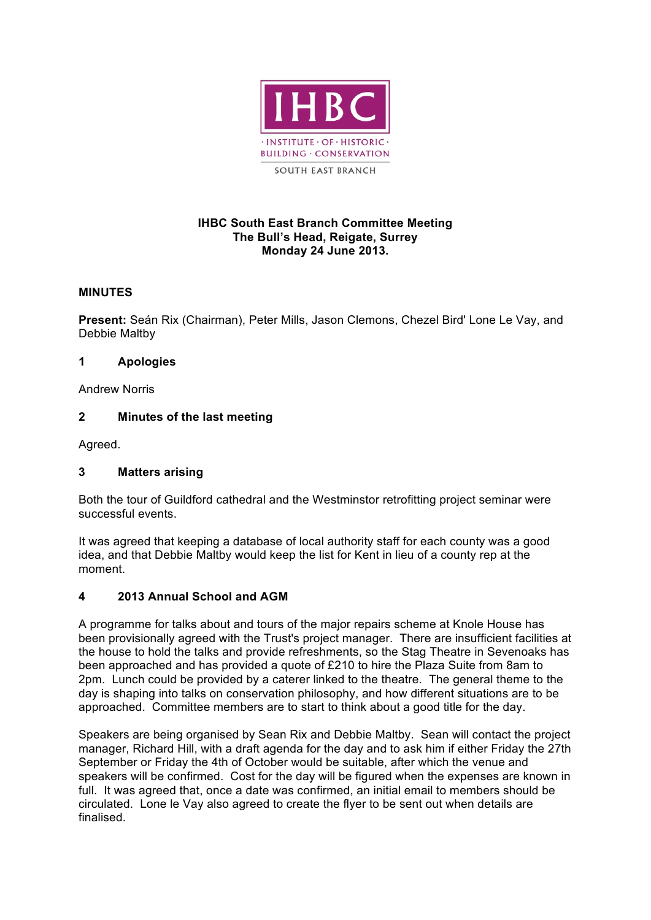IHBC

· INSTITUTE · OF · HISTORIC · BUILDING · CONSERVATION

SOUTH EAST BRANCH

**IHBC South East Branch Committee Meeting**
**The Bull's Head, Reigate, Surrey**
**Monday 24 June 2013.**

**MINUTES**

**Present:** Seán Rix (Chairman), Peter Mills, Jason Clemons, Chezel Bird' Lone Le Vay, and Debbie Maltby

## 1 Apologies

Andrew Norris

## 2 Minutes of the last meeting

Agreed.

## 3 Matters arising

Both the tour of Guildford cathedral and the Westminstor retrofitting project seminar were successful events.

It was agreed that keeping a database of local authority staff for each county was a good idea, and that Debbie Maltby would keep the list for Kent in lieu of a county rep at the moment.

## 4 2013 Annual School and AGM

A programme for talks about and tours of the major repairs scheme at Knole House has been provisionally agreed with the Trust's project manager. There are insufficient facilities at the house to hold the talks and provide refreshments, so the Stag Theatre in Sevenoaks has been approached and has provided a quote of £210 to hire the Plaza Suite from 8am to 2pm. Lunch could be provided by a caterer linked to the theatre. The general theme to the day is shaping into talks on conservation philosophy, and how different situations are to be approached. Committee members are to start to think about a good title for the day.

Speakers are being organised by Sean Rix and Debbie Maltby. Sean will contact the project manager, Richard Hill, with a draft agenda for the day and to ask him if either Friday the 27th September or Friday the 4th of October would be suitable, after which the venue and speakers will be confirmed. Cost for the day will be figured when the expenses are known in full. It was agreed that, once a date was confirmed, an initial email to members should be circulated. Lone le Vay also agreed to create the flyer to be sent out when details are finalised.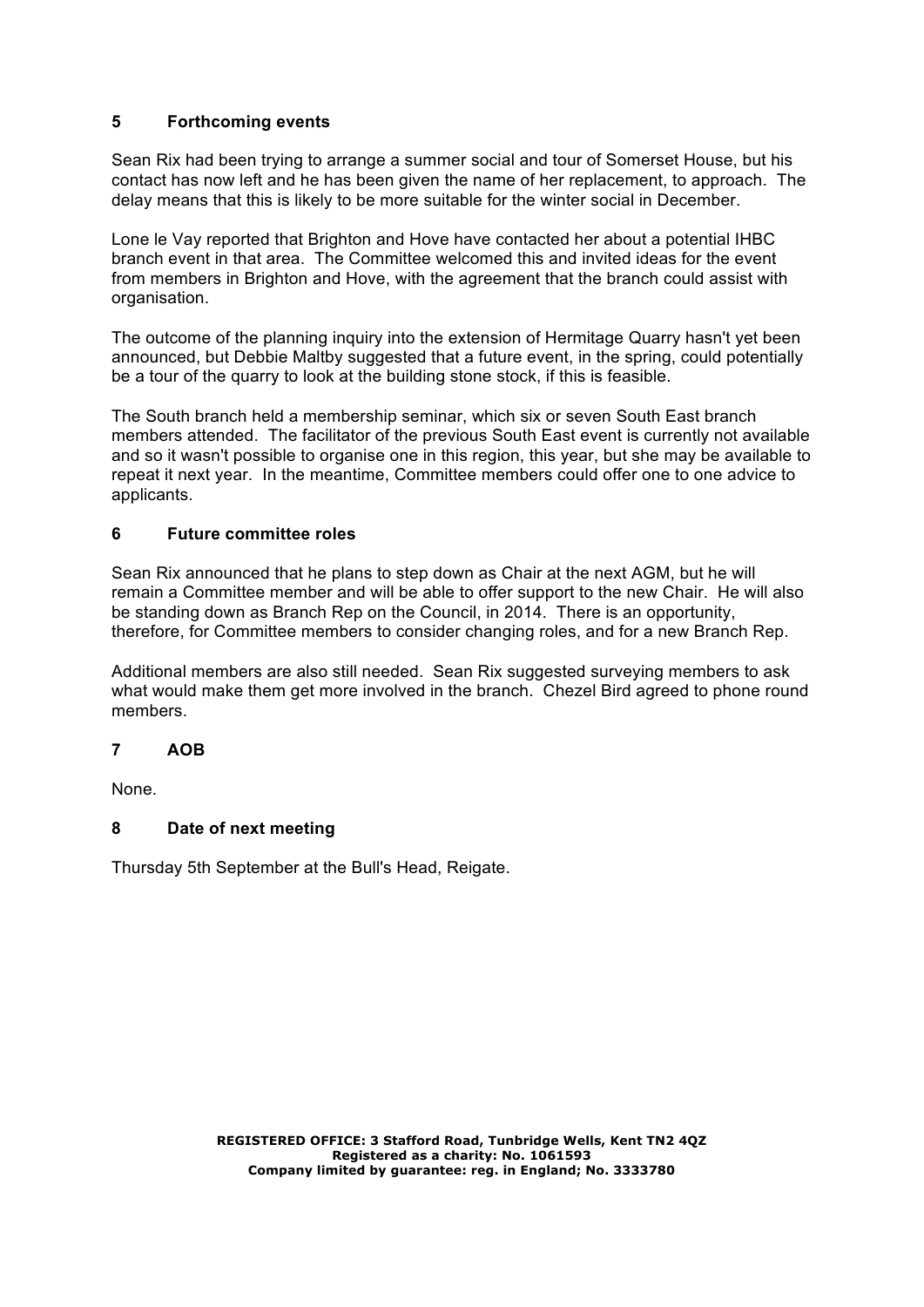## 5 Forthcoming events

Sean Rix had been trying to arrange a summer social and tour of Somerset House, but his contact has now left and he has been given the name of her replacement, to approach. The delay means that this is likely to be more suitable for the winter social in December.

Lone le Vay reported that Brighton and Hove have contacted her about a potential IHBC branch event in that area. The Committee welcomed this and invited ideas for the event from members in Brighton and Hove, with the agreement that the branch could assist with organisation.

The outcome of the planning inquiry into the extension of Hermitage Quarry hasn't yet been announced, but Debbie Maltby suggested that a future event, in the spring, could potentially be a tour of the quarry to look at the building stone stock, if this is feasible.

The South branch held a membership seminar, which six or seven South East branch members attended. The facilitator of the previous South East event is currently not available and so it wasn't possible to organise one in this region, this year, but she may be available to repeat it next year. In the meantime, Committee members could offer one to one advice to applicants.

## 6 Future committee roles

Sean Rix announced that he plans to step down as Chair at the next AGM, but he will remain a Committee member and will be able to offer support to the new Chair. He will also be standing down as Branch Rep on the Council, in 2014. There is an opportunity, therefore, for Committee members to consider changing roles, and for a new Branch Rep.

Additional members are also still needed. Sean Rix suggested surveying members to ask what would make them get more involved in the branch. Chezel Bird agreed to phone round members.

## 7 AOB

None.

## 8 Date of next meeting

Thursday 5th September at the Bull's Head, Reigate.

**REGISTERED OFFICE: 3 Stafford Road, Tunbridge Wells, Kent TN2 4QZ**
**Registered as a charity: No. 1061593**
**Company limited by guarantee: reg. in England; No. 3333780**